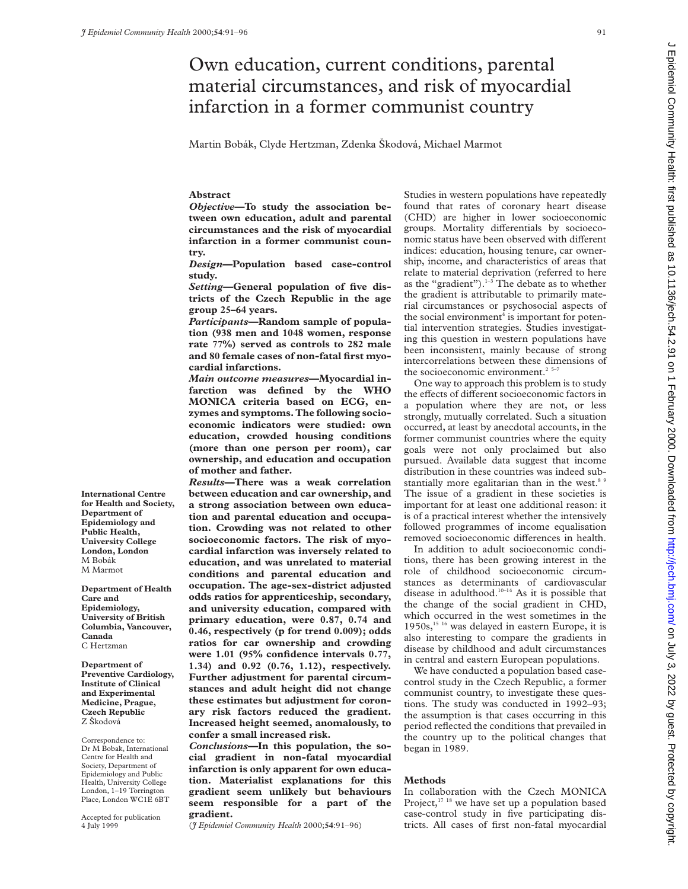# Own education, current conditions, parental material circumstances, and risk of myocardial infarction in a former communist country

Martin Bobák, Clyde Hertzman, Zdenka Škodová, Michael Marmot

## Abstract

***Objective*—To study the association between own education, adult and parental circumstances and the risk of myocardial infarction in a former communist country.**

***Design*—Population based case-control study.**

***Setting*—General population of five districts of the Czech Republic in the age group 25–64 years.**

***Participants*—Random sample of population (938 men and 1048 women, response rate 77%) served as controls to 282 male and 80 female cases of non-fatal first myocardial infarctions.**

***Main outcome measures*—Myocardial infarction was defined by the WHO MONICA criteria based on ECG, enzymes and symptoms. The following socioeconomic indicators were studied: own education, crowded housing conditions (more than one person per room), car ownership, and education and occupation of mother and father.**

***Results*—There was a weak correlation between education and car ownership, and a strong association between own education and parental education and occupation. Crowding was not related to other socioeconomic factors. The risk of myocardial infarction was inversely related to education, and was unrelated to material conditions and parental education and occupation. The age-sex-district adjusted odds ratios for apprenticeship, secondary, and university education, compared with primary education, were 0.87, 0.74 and 0.46, respectively (p for trend 0.009); odds ratios for car ownership and crowding were 1.01 (95% confidence intervals 0.77, 1.34) and 0.92 (0.76, 1.12), respectively. Further adjustment for parental circumstances and adult height did not change these estimates but adjustment for coronary risk factors reduced the gradient. Increased height seemed, anomalously, to confer a small increased risk.**

***Conclusions*—In this population, the social gradient in non-fatal myocardial infarction is only apparent for own education. Materialist explanations for this gradient seem unlikely but behaviours seem responsible for a part of the gradient.**

(*J Epidemiol Community Health* 2000;**54**:91–96)

**International Centre for Health and Society, Department of Epidemiology and Public Health, University College London, London**
M Bobák
M Marmot

**Department of Health Care and Epidemiology, University of British Columbia, Vancouver, Canada**
C Hertzman

**Department of Preventive Cardiology, Institute of Clinical and Experimental Medicine, Prague, Czech Republic**
Z Škodová

Correspondence to: Dr M Bobak, International Centre for Health and Society, Department of Epidemiology and Public Health, University College London, 1–19 Torrington Place, London WC1E 6BT

Accepted for publication 4 July 1999

Studies in western populations have repeatedly found that rates of coronary heart disease (CHD) are higher in lower socioeconomic groups. Mortality differentials by socioeconomic status have been observed with different indices: education, housing tenure, car ownership, income, and characteristics of areas that relate to material deprivation (referred to here as the "gradient").[1–3] The debate as to whether the gradient is attributable to primarily material circumstances or psychosocial aspects of the social environment[4] is important for potential intervention strategies. Studies investigating this question in western populations have been inconsistent, mainly because of strong intercorrelations between these dimensions of the socioeconomic environment.[2 5–7]

One way to approach this problem is to study the effects of different socioeconomic factors in a population where they are not, or less strongly, mutually correlated. Such a situation occurred, at least by anecdotal accounts, in the former communist countries where the equity goals were not only proclaimed but also pursued. Available data suggest that income distribution in these countries was indeed substantially more egalitarian than in the west.[8 9] The issue of a gradient in these societies is important for at least one additional reason: it is of a practical interest whether the intensively followed programmes of income equalisation removed socioeconomic differences in health.

In addition to adult socioeconomic conditions, there has been growing interest in the role of childhood socioeconomic circumstances as determinants of cardiovascular disease in adulthood.[10–14] As it is possible that the change of the social gradient in CHD, which occurred in the west sometimes in the 1950s,[15 16] was delayed in eastern Europe, it is also interesting to compare the gradients in disease by childhood and adult circumstances in central and eastern European populations.

We have conducted a population based case-control study in the Czech Republic, a former communist country, to investigate these questions. The study was conducted in 1992–93; the assumption is that cases occurring in this period reflected the conditions that prevailed in the country up to the political changes that began in 1989.

## Methods

In collaboration with the Czech MONICA Project,[17 18] we have set up a population based case-control study in five participating districts. All cases of first non-fatal myocardial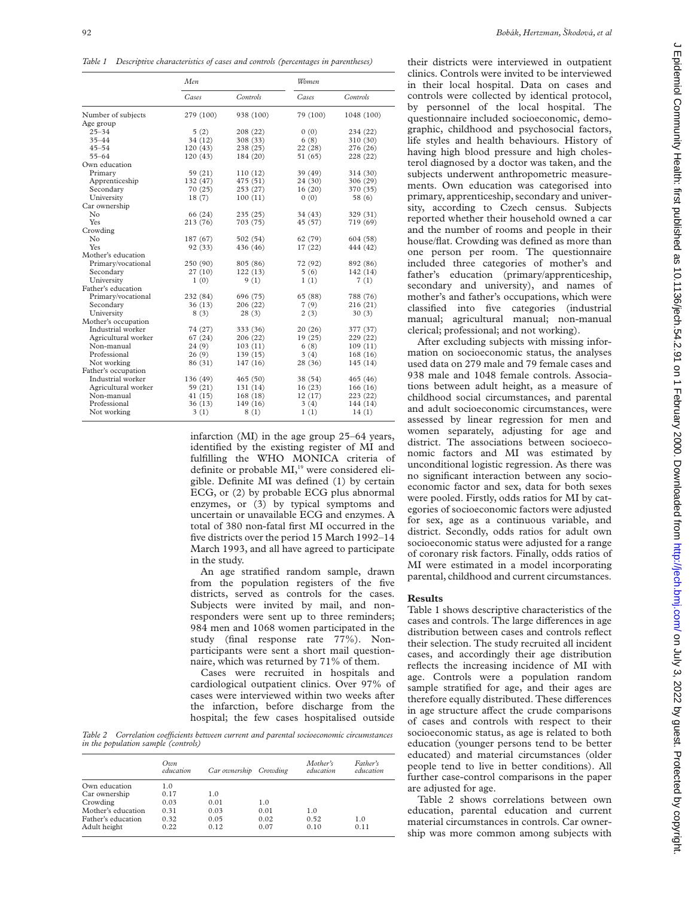*Table 1 Descriptive characteristics of cases and controls (percentages in parentheses)*

| | Men | | Women | |
|---|---|---|---|---|
| | Cases | Controls | Cases | Controls |
| Number of subjects | 279 (100) | 938 (100) | 79 (100) | 1048 (100) |
| Age group | | | | |
| 25–34 | 5 (2) | 208 (22) | 0 (0) | 234 (22) |
| 35–44 | 34 (12) | 308 (33) | 6 (8) | 310 (30) |
| 45–54 | 120 (43) | 238 (25) | 22 (28) | 276 (26) |
| 55–64 | 120 (43) | 184 (20) | 51 (65) | 228 (22) |
| Own education | | | | |
| Primary | 59 (21) | 110 (12) | 39 (49) | 314 (30) |
| Apprenticeship | 132 (47) | 475 (51) | 24 (30) | 306 (29) |
| Secondary | 70 (25) | 253 (27) | 16 (20) | 370 (35) |
| University | 18 (7) | 100 (11) | 0 (0) | 58 (6) |
| Car ownership | | | | |
| No | 66 (24) | 235 (25) | 34 (43) | 329 (31) |
| Yes | 213 (76) | 703 (75) | 45 (57) | 719 (69) |
| Crowding | | | | |
| No | 187 (67) | 502 (54) | 62 (79) | 604 (58) |
| Yes | 92 (33) | 436 (46) | 17 (22) | 444 (42) |
| Mother's education | | | | |
| Primary/vocational | 250 (90) | 805 (86) | 72 (92) | 892 (86) |
| Secondary | 27 (10) | 122 (13) | 5 (6) | 142 (14) |
| University | 1 (0) | 9 (1) | 1 (1) | 7 (1) |
| Father's education | | | | |
| Primary/vocational | 232 (84) | 696 (75) | 65 (88) | 788 (76) |
| Secondary | 36 (13) | 206 (22) | 7 (9) | 216 (21) |
| University | 8 (3) | 28 (3) | 2 (3) | 30 (3) |
| Mother's occupation | | | | |
| Industrial worker | 74 (27) | 333 (36) | 20 (26) | 377 (37) |
| Agricultural worker | 67 (24) | 206 (22) | 19 (25) | 229 (22) |
| Non-manual | 24 (9) | 103 (11) | 6 (8) | 109 (11) |
| Professional | 26 (9) | 139 (15) | 3 (4) | 168 (16) |
| Not working | 86 (31) | 147 (16) | 28 (36) | 145 (14) |
| Father's occupation | | | | |
| Industrial worker | 136 (49) | 465 (50) | 38 (54) | 465 (46) |
| Agricultural worker | 59 (21) | 131 (14) | 16 (23) | 166 (16) |
| Non-manual | 41 (15) | 168 (18) | 12 (17) | 223 (22) |
| Professional | 36 (13) | 149 (16) | 3 (4) | 144 (14) |
| Not working | 3 (1) | 8 (1) | 1 (1) | 14 (1) |

infarction (MI) in the age group 25–64 years, identified by the existing register of MI and fulfilling the WHO MONICA criteria of definite or probable MI,[19] were considered eligible. Definite MI was defined (1) by certain ECG, or (2) by probable ECG plus abnormal enzymes, or (3) by typical symptoms and uncertain or unavailable ECG and enzymes. A total of 380 non-fatal first MI occurred in the five districts over the period 15 March 1992–14 March 1993, and all have agreed to participate in the study.

An age stratified random sample, drawn from the population registers of the five districts, served as controls for the cases. Subjects were invited by mail, and non-responders were sent up to three reminders; 984 men and 1068 women participated in the study (final response rate 77%). Non-participants were sent a short mail questionnaire, which was returned by 71% of them.

Cases were recruited in hospitals and cardiological outpatient clinics. Over 97% of cases were interviewed within two weeks after the infarction, before discharge from the hospital; the few cases hospitalised outside their districts were interviewed in outpatient clinics. Controls were invited to be interviewed in their local hospital. Data on cases and controls were collected by identical protocol, by personnel of the local hospital. The questionnaire included socioeconomic, demographic, childhood and psychosocial factors, life styles and health behaviours. History of having high blood pressure and high cholesterol diagnosed by a doctor was taken, and the subjects underwent anthropometric measurements. Own education was categorised into primary, apprenticeship, secondary and university, according to Czech census. Subjects reported whether their household owned a car and the number of rooms and people in their house/flat. Crowding was defined as more than one person per room. The questionnaire included three categories of mother's and father's education (primary/apprenticeship, secondary and university), and names of mother's and father's occupations, which were classified into five categories (industrial manual; agricultural manual; non-manual clerical; professional; and not working).

After excluding subjects with missing information on socioeconomic status, the analyses used data on 279 male and 79 female cases and 938 male and 1048 female controls. Associations between adult height, as a measure of childhood social circumstances, and parental and adult socioeconomic circumstances, were assessed by linear regression for men and women separately, adjusting for age and district. The associations between socioeconomic factors and MI was estimated by unconditional logistic regression. As there was no significant interaction between any socioeconomic factor and sex, data for both sexes were pooled. Firstly, odds ratios for MI by categories of socioeconomic factors were adjusted for sex, age as a continuous variable, and district. Secondly, odds ratios for adult own socioeconomic status were adjusted for a range of coronary risk factors. Finally, odds ratios of MI were estimated in a model incorporating parental, childhood and current circumstances.

## Results

Table 1 shows descriptive characteristics of the cases and controls. The large differences in age distribution between cases and controls reflect their selection. The study recruited all incident cases, and accordingly their age distribution reflects the increasing incidence of MI with age. Controls were a population random sample stratified for age, and their ages are therefore equally distributed. These differences in age structure affect the crude comparisons of cases and controls with respect to their socioeconomic status, as age is related to both education (younger persons tend to be better educated) and material circumstances (older people tend to live in better conditions). All further case-control comparisons in the paper are adjusted for age.

Table 2 shows correlations between own education, parental education and current material circumstances in controls. Car ownership was more common among subjects with

*Table 2 Correlation coefficients between current and parental socioeconomic circumstances in the population sample (controls)*

| | Own education | Car ownership | Crowding | Mother's education | Father's education |
|---|---|---|---|---|---|
| Own education | 1.0 | | | | |
| Car ownership | 0.17 | 1.0 | | | |
| Crowding | 0.03 | 0.01 | 1.0 | | |
| Mother's education | 0.31 | 0.03 | 0.01 | 1.0 | |
| Father's education | 0.32 | 0.05 | 0.02 | 0.52 | 1.0 |
| Adult height | 0.22 | 0.12 | 0.07 | 0.10 | 0.11 |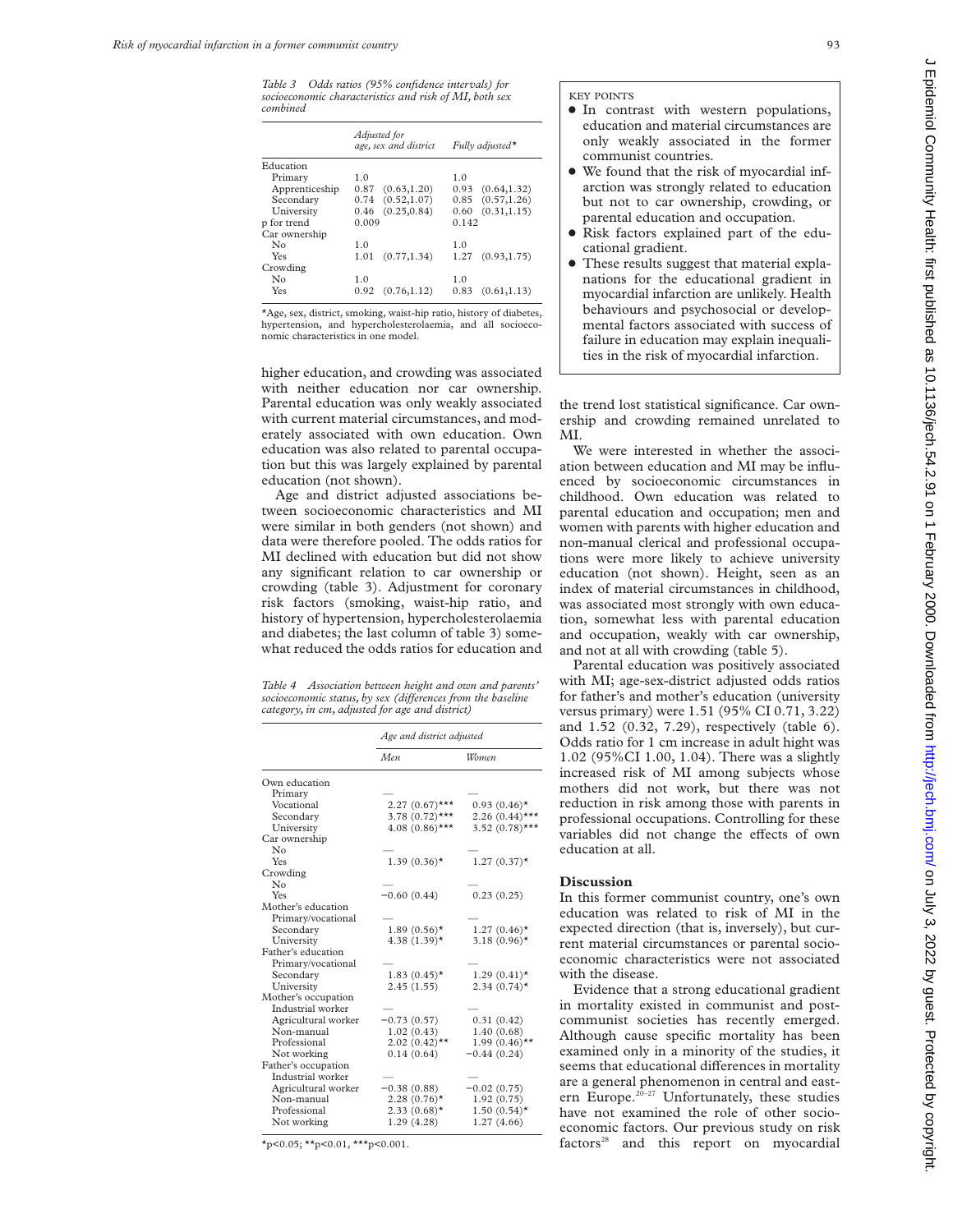*Table 3 Odds ratios (95% confidence intervals) for socioeconomic characteristics and risk of MI, both sex combined*

| | Adjusted for age, sex and district | | Fully adjusted* | |
|---|---|---|---|---|
| Education | | | | |
| Primary | 1.0 | | 1.0 | |
| Apprenticeship | 0.87 | (0.63,1.20) | 0.93 | (0.64,1.32) |
| Secondary | 0.74 | (0.52,1.07) | 0.85 | (0.57,1.26) |
| University | 0.46 | (0.25,0.84) | 0.60 | (0.31,1.15) |
| p for trend | 0.009 | | 0.142 | |
| Car ownership | | | | |
| No | 1.0 | | 1.0 | |
| Yes | 1.01 | (0.77,1.34) | 1.27 | (0.93,1.75) |
| Crowding | | | | |
| No | 1.0 | | 1.0 | |
| Yes | 0.92 | (0.76,1.12) | 0.83 | (0.61,1.13) |

*Age, sex, district, smoking, waist-hip ratio, history of diabetes, hypertension, and hypercholesterolaemia, and all socioeconomic characteristics in one model.

higher education, and crowding was associated with neither education nor car ownership. Parental education was only weakly associated with current material circumstances, and moderately associated with own education. Own education was also related to parental occupation but this was largely explained by parental education (not shown).

Age and district adjusted associations between socioeconomic characteristics and MI were similar in both genders (not shown) and data were therefore pooled. The odds ratios for MI declined with education but did not show any significant relation to car ownership or crowding (table 3). Adjustment for coronary risk factors (smoking, waist-hip ratio, and history of hypertension, hypercholesterolaemia and diabetes; the last column of table 3) somewhat reduced the odds ratios for education and the trend lost statistical significance. Car ownership and crowding remained unrelated to MI.

*Table 4 Association between height and own and parents' socioeconomic status, by sex (differences from the baseline category, in cm, adjusted for age and district)*

| | Age and district adjusted | |
|---|---|---|
| | Men | Women |
| Own education | | |
| Primary | — | — |
| Vocational | 2.27 (0.67)*** | 0.93 (0.46)* |
| Secondary | 3.78 (0.72)*** | 2.26 (0.44)*** |
| University | 4.08 (0.86)*** | 3.52 (0.78)*** |
| Car ownership | | |
| No | — | — |
| Yes | 1.39 (0.36)* | 1.27 (0.37)* |
| Crowding | | |
| No | — | — |
| Yes | −0.60 (0.44) | 0.23 (0.25) |
| Mother's education | | |
| Primary/vocational | — | — |
| Secondary | 1.89 (0.56)* | 1.27 (0.46)* |
| University | 4.38 (1.39)* | 3.18 (0.96)* |
| Father's education | | |
| Primary/vocational | — | — |
| Secondary | 1.83 (0.45)* | 1.29 (0.41)* |
| University | 2.45 (1.55) | 2.34 (0.74)* |
| Mother's occupation | | |
| Industrial worker | — | — |
| Agricultural worker | −0.73 (0.57) | 0.31 (0.42) |
| Non-manual | 1.02 (0.43) | 1.40 (0.68) |
| Professional | 2.02 (0.42)** | 1.99 (0.46)** |
| Not working | 0.14 (0.64) | −0.44 (0.24) |
| Father's occupation | | |
| Industrial worker | — | — |
| Agricultural worker | −0.38 (0.88) | −0.02 (0.75) |
| Non-manual | 2.28 (0.76)* | 1.92 (0.75) |
| Professional | 2.33 (0.68)* | 1.50 (0.54)* |
| Not working | 1.29 (4.28) | 1.27 (4.66) |

*p<0.05; **p<0.01, ***p<0.001.

KEY POINTS

- In contrast with western populations, education and material circumstances are only weakly associated in the former communist countries.
- We found that the risk of myocardial infarction was strongly related to education but not to car ownership, crowding, or parental education and occupation.
- Risk factors explained part of the educational gradient.
- These results suggest that material explanations for the educational gradient in myocardial infarction are unlikely. Health behaviours and psychosocial or developmental factors associated with success of failure in education may explain inequalities in the risk of myocardial infarction.

We were interested in whether the association between education and MI may be influenced by socioeconomic circumstances in childhood. Own education was related to parental education and occupation; men and women with parents with higher education and non-manual clerical and professional occupations were more likely to achieve university education (not shown). Height, seen as an index of material circumstances in childhood, was associated most strongly with own education, somewhat less with parental education and occupation, weakly with car ownership, and not at all with crowding (table 5).

Parental education was positively associated with MI; age-sex-district adjusted odds ratios for father's and mother's education (university versus primary) were 1.51 (95% CI 0.71, 3.22) and 1.52 (0.32, 7.29), respectively (table 6). Odds ratio for 1 cm increase in adult hight was 1.02 (95%CI 1.00, 1.04). There was a slightly increased risk of MI among subjects whose mothers did not work, but there was not reduction in risk among those with parents in professional occupations. Controlling for these variables did not change the effects of own education at all.

## Discussion

In this former communist country, one's own education was related to risk of MI in the expected direction (that is, inversely), but current material circumstances or parental socioeconomic characteristics were not associated with the disease.

Evidence that a strong educational gradient in mortality existed in communist and post-communist societies has recently emerged. Although cause specific mortality has been examined only in a minority of the studies, it seems that educational differences in mortality are a general phenomenon in central and eastern Europe.[20–27] Unfortunately, these studies have not examined the role of other socioeconomic factors. Our previous study on risk factors[28] and this report on myocardial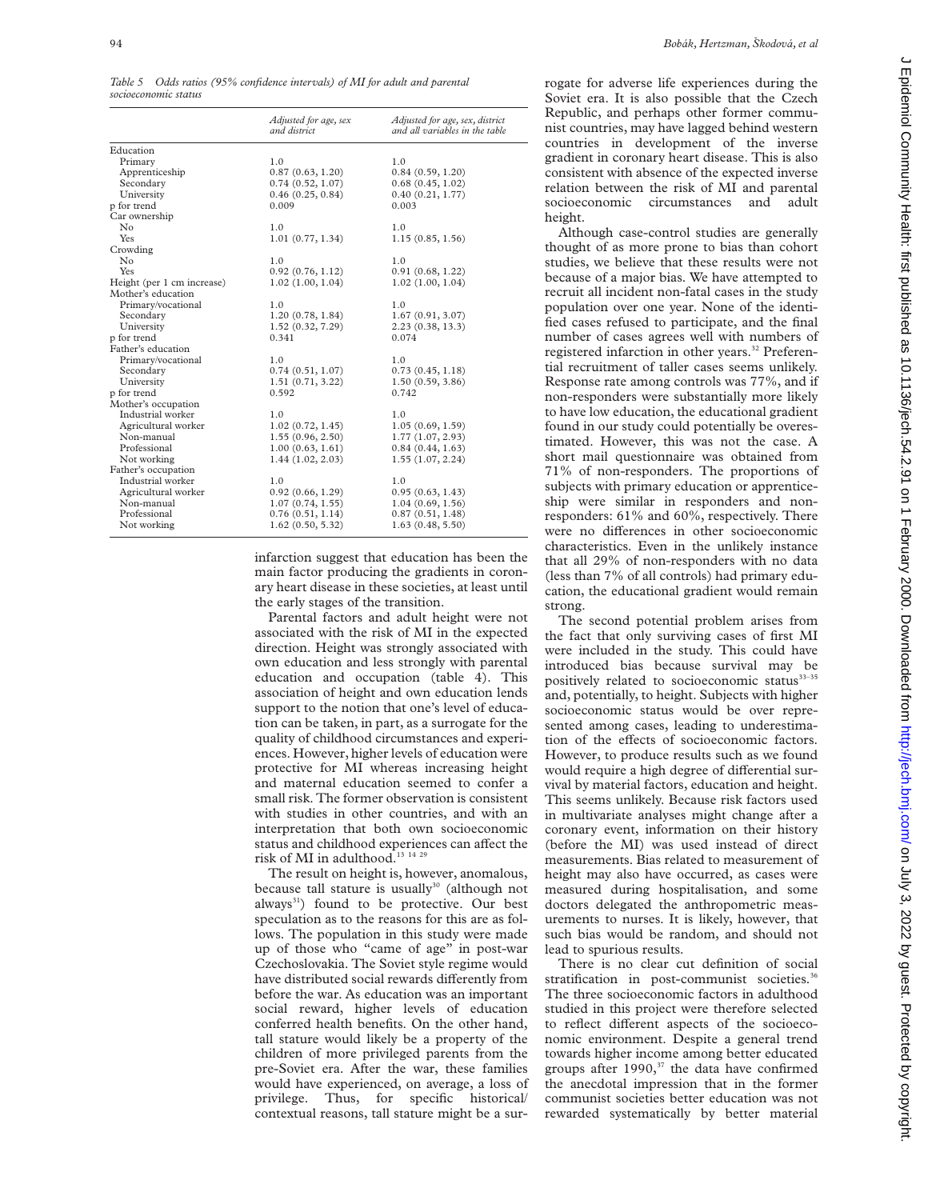*Table 5 Odds ratios (95% confidence intervals) of MI for adult and parental socioeconomic status*

| | Adjusted for age, sex and district | Adjusted for age, sex, district and all variables in the table |
|---|---|---|
| Education | | |
| Primary | 1.0 | 1.0 |
| Apprenticeship | 0.87 (0.63, 1.20) | 0.84 (0.59, 1.20) |
| Secondary | 0.74 (0.52, 1.07) | 0.68 (0.45, 1.02) |
| University | 0.46 (0.25, 0.84) | 0.40 (0.21, 1.77) |
| p for trend | 0.009 | 0.003 |
| Car ownership | | |
| No | 1.0 | 1.0 |
| Yes | 1.01 (0.77, 1.34) | 1.15 (0.85, 1.56) |
| Crowding | | |
| No | 1.0 | 1.0 |
| Yes | 0.92 (0.76, 1.12) | 0.91 (0.68, 1.22) |
| Height (per 1 cm increase) | 1.02 (1.00, 1.04) | 1.02 (1.00, 1.04) |
| Mother's education | | |
| Primary/vocational | 1.0 | 1.0 |
| Secondary | 1.20 (0.78, 1.84) | 1.67 (0.91, 3.07) |
| University | 1.52 (0.32, 7.29) | 2.23 (0.38, 13.3) |
| p for trend | 0.341 | 0.074 |
| Father's education | | |
| Primary/vocational | 1.0 | 1.0 |
| Secondary | 0.74 (0.51, 1.07) | 0.73 (0.45, 1.18) |
| University | 1.51 (0.71, 3.22) | 1.50 (0.59, 3.86) |
| p for trend | 0.592 | 0.742 |
| Mother's occupation | | |
| Industrial worker | 1.0 | 1.0 |
| Agricultural worker | 1.02 (0.72, 1.45) | 1.05 (0.69, 1.59) |
| Non-manual | 1.55 (0.96, 2.50) | 1.77 (1.07, 2.93) |
| Professional | 1.00 (0.63, 1.61) | 0.84 (0.44, 1.63) |
| Not working | 1.44 (1.02, 2.03) | 1.55 (1.07, 2.24) |
| Father's occupation | | |
| Industrial worker | 1.0 | 1.0 |
| Agricultural worker | 0.92 (0.66, 1.29) | 0.95 (0.63, 1.43) |
| Non-manual | 1.07 (0.74, 1.55) | 1.04 (0.69, 1.56) |
| Professional | 0.76 (0.51, 1.14) | 0.87 (0.51, 1.48) |
| Not working | 1.62 (0.50, 5.32) | 1.63 (0.48, 5.50) |

infarction suggest that education has been the main factor producing the gradients in coronary heart disease in these societies, at least until the early stages of the transition.

Parental factors and adult height were not associated with the risk of MI in the expected direction. Height was strongly associated with own education and less strongly with parental education and occupation (table 4). This association of height and own education lends support to the notion that one's level of education can be taken, in part, as a surrogate for the quality of childhood circumstances and experiences. However, higher levels of education were protective for MI whereas increasing height and maternal education seemed to confer a small risk. The former observation is consistent with studies in other countries, and with an interpretation that both own socioeconomic status and childhood experiences can affect the risk of MI in adulthood.[13 14 29]

The result on height is, however, anomalous, because tall stature is usually[30] (although not always[31]) found to be protective. Our best speculation as to the reasons for this are as follows. The population in this study were made up of those who "came of age" in post-war Czechoslovakia. The Soviet style regime would have distributed social rewards differently from before the war. As education was an important social reward, higher levels of education conferred health benefits. On the other hand, tall stature would likely be a property of the children of more privileged parents from the pre-Soviet era. After the war, these families would have experienced, on average, a loss of privilege. Thus, for specific historical/contextual reasons, tall stature might be a surrogate for adverse life experiences during the Soviet era. It is also possible that the Czech Republic, and perhaps other former communist countries, may have lagged behind western countries in development of the inverse gradient in coronary heart disease. This is also consistent with absence of the expected inverse relation between the risk of MI and parental socioeconomic circumstances and adult height.

Although case-control studies are generally thought of as more prone to bias than cohort studies, we believe that these results were not because of a major bias. We have attempted to recruit all incident non-fatal cases in the study population over one year. None of the identified cases refused to participate, and the final number of cases agrees well with numbers of registered infarction in other years.[32] Preferential recruitment of taller cases seems unlikely. Response rate among controls was 77%, and if non-responders were substantially more likely to have low education, the educational gradient found in our study could potentially be overestimated. However, this was not the case. A short mail questionnaire was obtained from 71% of non-responders. The proportions of subjects with primary education or apprenticeship were similar in responders and non-responders: 61% and 60%, respectively. There were no differences in other socioeconomic characteristics. Even in the unlikely instance that all 29% of non-responders with no data (less than 7% of all controls) had primary education, the educational gradient would remain strong.

The second potential problem arises from the fact that only surviving cases of first MI were included in the study. This could have introduced bias because survival may be positively related to socioeconomic status[33–35] and, potentially, to height. Subjects with higher socioeconomic status would be over represented among cases, leading to underestimation of the effects of socioeconomic factors. However, to produce results such as we found would require a high degree of differential survival by material factors, education and height. This seems unlikely. Because risk factors used in multivariate analyses might change after a coronary event, information on their history (before the MI) was used instead of direct measurements. Bias related to measurement of height may also have occurred, as cases were measured during hospitalisation, and some doctors delegated the anthropometric measurements to nurses. It is likely, however, that such bias would be random, and should not lead to spurious results.

There is no clear cut definition of social stratification in post-communist societies.[36] The three socioeconomic factors in adulthood studied in this project were therefore selected to reflect different aspects of the socioeconomic environment. Despite a general trend towards higher income among better educated groups after 1990,[37] the data have confirmed the anecdotal impression that in the former communist societies better education was not rewarded systematically by better material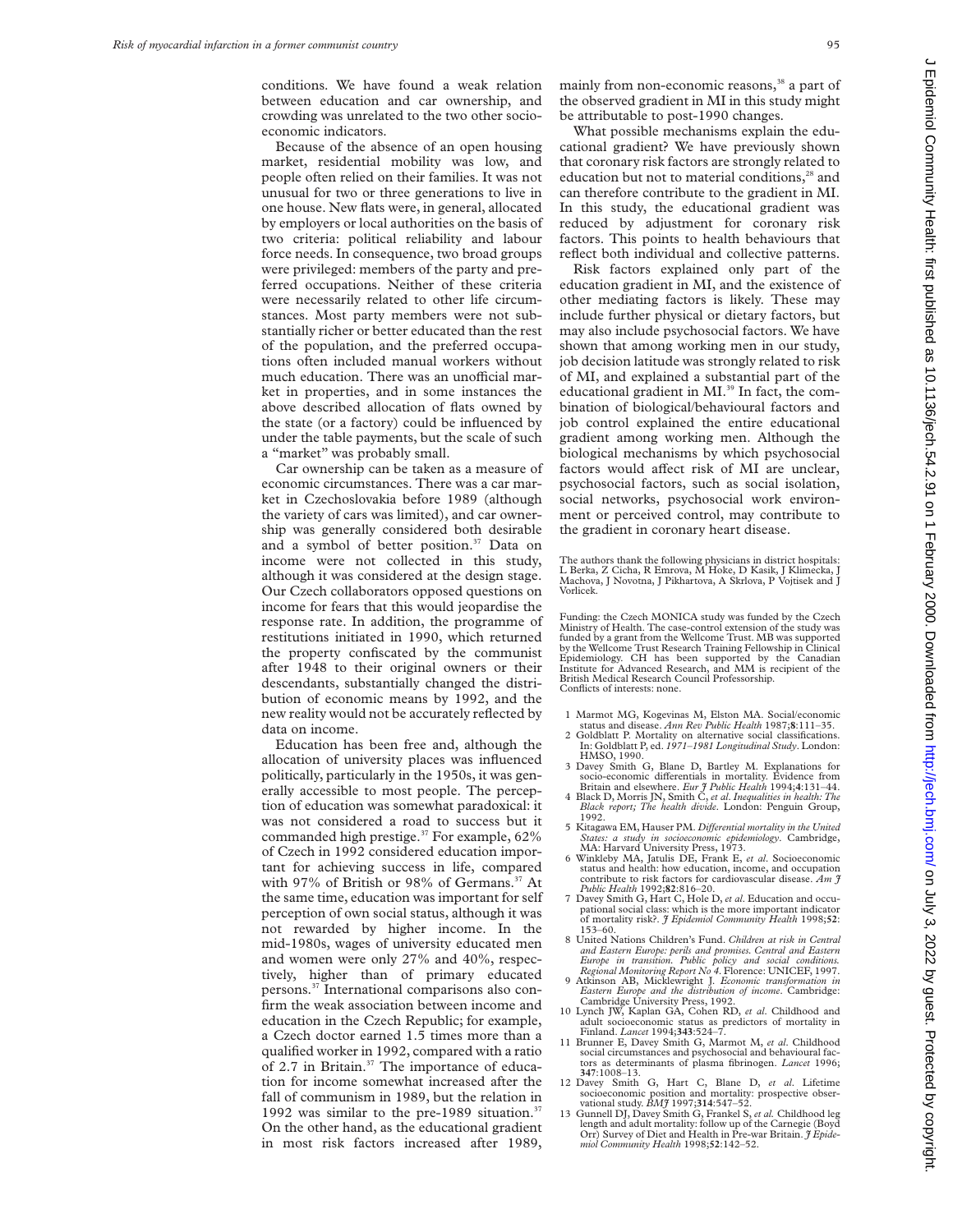conditions. We have found a weak relation between education and car ownership, and crowding was unrelated to the two other socioeconomic indicators.

Because of the absence of an open housing market, residential mobility was low, and people often relied on their families. It was not unusual for two or three generations to live in one house. New flats were, in general, allocated by employers or local authorities on the basis of two criteria: political reliability and labour force needs. In consequence, two broad groups were privileged: members of the party and preferred occupations. Neither of these criteria were necessarily related to other life circumstances. Most party members were not substantially richer or better educated than the rest of the population, and the preferred occupations often included manual workers without much education. There was an unofficial market in properties, and in some instances the above described allocation of flats owned by the state (or a factory) could be influenced by under the table payments, but the scale of such a "market" was probably small.

Car ownership can be taken as a measure of economic circumstances. There was a car market in Czechoslovakia before 1989 (although the variety of cars was limited), and car ownership was generally considered both desirable and a symbol of better position.[37] Data on income were not collected in this study, although it was considered at the design stage. Our Czech collaborators opposed questions on income for fears that this would jeopardise the response rate. In addition, the programme of restitutions initiated in 1990, which returned the property confiscated by the communist after 1948 to their original owners or their descendants, substantially changed the distribution of economic means by 1992, and the new reality would not be accurately reflected by data on income.

Education has been free and, although the allocation of university places was influenced politically, particularly in the 1950s, it was generally accessible to most people. The perception of education was somewhat paradoxical: it was not considered a road to success but it commanded high prestige.[37] For example, 62% of Czech in 1992 considered education important for achieving success in life, compared with 97% of British or 98% of Germans.[37] At the same time, education was important for self perception of own social status, although it was not rewarded by higher income. In the mid-1980s, wages of university educated men and women were only 27% and 40%, respectively, higher than of primary educated persons.[37] International comparisons also confirm the weak association between income and education in the Czech Republic; for example, a Czech doctor earned 1.5 times more than a qualified worker in 1992, compared with a ratio of 2.7 in Britain.[37] The importance of education for income somewhat increased after the fall of communism in 1989, but the relation in 1992 was similar to the pre-1989 situation.[37] On the other hand, as the educational gradient in most risk factors increased after 1989, mainly from non-economic reasons,[38] a part of the observed gradient in MI in this study might be attributable to post-1990 changes.

What possible mechanisms explain the educational gradient? We have previously shown that coronary risk factors are strongly related to education but not to material conditions,[28] and can therefore contribute to the gradient in MI. In this study, the educational gradient was reduced by adjustment for coronary risk factors. This points to health behaviours that reflect both individual and collective patterns.

Risk factors explained only part of the education gradient in MI, and the existence of other mediating factors is likely. These may include further physical or dietary factors, but may also include psychosocial factors. We have shown that among working men in our study, job decision latitude was strongly related to risk of MI, and explained a substantial part of the educational gradient in MI.[39] In fact, the combination of biological/behavioural factors and job control explained the entire educational gradient among working men. Although the biological mechanisms by which psychosocial factors would affect risk of MI are unclear, psychosocial factors, such as social isolation, social networks, psychosocial work environment or perceived control, may contribute to the gradient in coronary heart disease.

The authors thank the following physicians in district hospitals: L Berka, Z Cicha, R Emrova, M Hoke, D Kasik, J Klimecka, J Machova, J Novotna, J Pikhartova, A Skrlova, P Vojtisek and J Vorlicek.

Funding: the Czech MONICA study was funded by the Czech Ministry of Health. The case-control extension of the study was funded by a grant from the Wellcome Trust. MB was supported by the Wellcome Trust Research Training Fellowship in Clinical Epidemiology. CH has been supported by the Canadian Institute for Advanced Research, and MM is recipient of the British Medical Research Council Professorship.
Conflicts of interests: none.

1 Marmot MG, Kogevinas M, Elston MA. Social/economic status and disease. *Ann Rev Public Health* 1987;**8**:111–35.
2 Goldblatt P. Mortality on alternative social classifications. In: Goldblatt P, ed. *1971–1981 Longitudinal Study*. London: HMSO, 1990.
3 Davey Smith G, Blane D, Bartley M. Explanations for socio-economic differentials in mortality. Evidence from Britain and elsewhere. *Eur J Public Health* 1994;**4**:131–44.
4 Black D, Morris JN, Smith C, *et al*. *Inequalities in health: The Black report; The health divide*. London: Penguin Group, 1992.
5 Kitagawa EM, Hauser PM. *Differential mortality in the United States: a study in socioeconomic epidemiology*. Cambridge, MA: Harvard University Press, 1973.
6 Winkleby MA, Jatulis DE, Frank E, *et al*. Socioeconomic status and health: how education, income, and occupation contribute to risk factors for cardiovascular disease. *Am J Public Health* 1992;**82**:816–20.
7 Davey Smith G, Hart C, Hole D, *et al*. Education and occupational social class: which is the more important indicator of mortality risk?. *J Epidemiol Community Health* 1998;**52**: 153–60.
8 United Nations Children's Fund. *Children at risk in Central and Eastern Europe: perils and promises. Central and Eastern Europe in transition. Public policy and social conditions. Regional Monitoring Report No 4*. Florence: UNICEF, 1997.
9 Atkinson AB, Micklewright J. *Economic transformation in Eastern Europe and the distribution of income*. Cambridge: Cambridge University Press, 1992.
10 Lynch JW, Kaplan GA, Cohen RD, *et al*. Childhood and adult socioeconomic status as predictors of mortality in Finland. *Lancet* 1994;**343**:524–7.
11 Brunner E, Davey Smith G, Marmot M, *et al*. Childhood social circumstances and psychosocial and behavioural factors as determinants of plasma fibrinogen. *Lancet* 1996; **347**:1008–13.
12 Davey Smith G, Hart C, Blane D, *et al*. Lifetime socioeconomic position and mortality: prospective observational study. *BMJ* 1997;**314**:547–52.
13 Gunnell DJ, Davey Smith G, Frankel S, *et al*. Childhood leg length and adult mortality: follow up of the Carnegie (Boyd Orr) Survey of Diet and Health in Pre-war Britain. *J Epidemiol Community Health* 1998;**52**:142–52.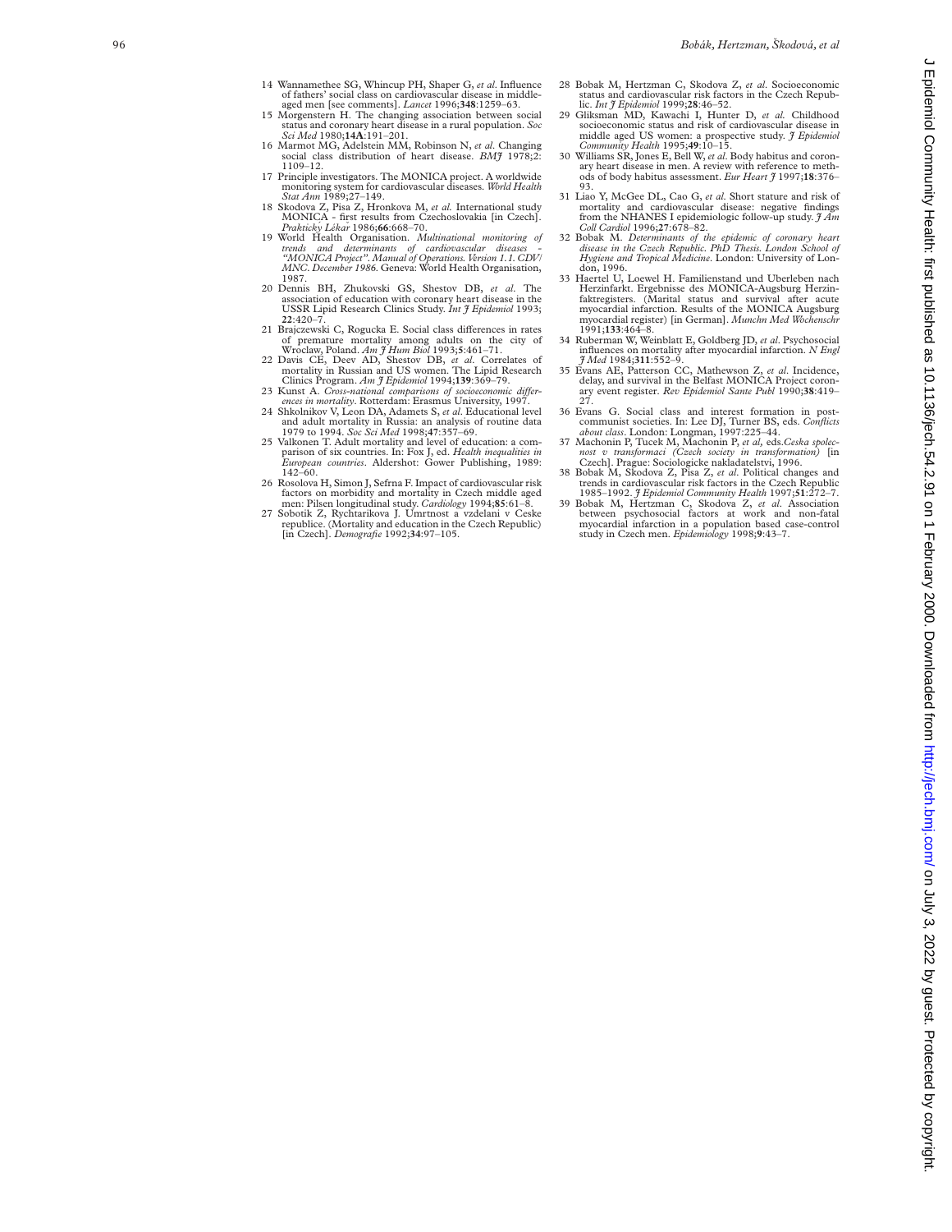14 Wannamethee SG, Whincup PH, Shaper G, *et al*. Influence of fathers' social class on cardiovascular disease in middle-aged men [see comments]. *Lancet* 1996;**348**:1259–63.

15 Morgenstern H. The changing association between social status and coronary heart disease in a rural population. *Soc Sci Med* 1980;**14A**:191–201.

16 Marmot MG, Adelstein MM, Robinson N, *et al*. Changing social class distribution of heart disease. *BMJ* 1978;2: 1109–12.

17 Principle investigators. The MONICA project. A worldwide monitoring system for cardiovascular diseases. *World Health Stat Ann* 1989;27–149.

18 Skodova Z, Pisa Z, Hronkova M, *et al.* International study MONICA - first results from Czechoslovakia [in Czech]. *Prakticky Lékař* 1986;**66**:668–70.

19 World Health Organisation. *Multinational monitoring of trends and determinants of cardiovascular diseases - "MONICA Project". Manual of Operations. Version 1.1. CDV/ MNC. December 1986.* Geneva: World Health Organisation, 1987.

20 Dennis BH, Zhukovski GS, Shestov DB, *et al*. The association of education with coronary heart disease in the USSR Lipid Research Clinics Study. *Int J Epidemiol* 1993; **22**:420–7.

21 Brajczewski C, Rogucka E. Social class differences in rates of premature mortality among adults on the city of Wroclaw, Poland. *Am J Hum Biol* 1993;**5**:461–71.

22 Davis CE, Deev AD, Shestov DB, *et al*. Correlates of mortality in Russian and US women. The Lipid Research Clinics Program. *Am J Epidemiol* 1994;**139**:369–79.

23 Kunst A. *Cross-national comparisons of socioeconomic differences in mortality*. Rotterdam: Erasmus University, 1997.

24 Shkolnikov V, Leon DA, Adamets S, *et al*. Educational level and adult mortality in Russia: an analysis of routine data 1979 to 1994. *Soc Sci Med* 1998;**47**:357–69.

25 Valkonen T. Adult mortality and level of education: a comparison of six countries. In: Fox J, ed. *Health inequalities in European countries*. Aldershot: Gower Publishing, 1989: 142–60.

26 Rosolova H, Simon J, Sefrna F. Impact of cardiovascular risk factors on morbidity and mortality in Czech middle aged men: Pilsen longitudinal study. *Cardiology* 1994;**85**:61–8.

27 Sobotik Z, Rychtarikova J. Umrtnost a vzdelani v Ceske republice. (Mortality and education in the Czech Republic) [in Czech]. *Demografie* 1992;**34**:97–105.

28 Bobak M, Hertzman C, Skodova Z, *et al*. Socioeconomic status and cardiovascular risk factors in the Czech Republic. *Int J Epidemiol* 1999;**28**:46–52.

29 Gliksman MD, Kawachi I, Hunter D, *et al.* Childhood socioeconomic status and risk of cardiovascular disease in middle aged US women: a prospective study. *J Epidemiol Community Health* 1995;**49**:10–15.

30 Williams SR, Jones E, Bell W, *et al*. Body habitus and coronary heart disease in men. A review with reference to methods of body habitus assessment. *Eur Heart J* 1997;**18**:376–93.

31 Liao Y, McGee DL, Cao G, *et al*. Short stature and risk of mortality and cardiovascular disease: negative findings from the NHANES I epidemiologic follow-up study. *J Am Coll Cardiol* 1996;**27**:678–82.

32 Bobak M. *Determinants of the epidemic of coronary heart disease in the Czech Republic. PhD Thesis. London School of Hygiene and Tropical Medicine*. London: University of London, 1996.

33 Haertel U, Loewel H. Familienstand und Uberleben nach Herzinfarkt. Ergebnisse des MONICA-Augsburg Herzinfaktregisters. (Marital status and survival after acute myocardial infarction. Results of the MONICA Augsburg myocardial register) [in German]. *Munchn Med Wochenschr* 1991;**133**:464–8.

34 Ruberman W, Weinblatt E, Goldberg JD, *et al*. Psychosocial influences on mortality after myocardial infarction. *N Engl J Med* 1984;**311**:552–9.

35 Evans AE, Patterson CC, Mathewson Z, *et al*. Incidence, delay, and survival in the Belfast MONICA Project coronary event register. *Rev Epidemiol Sante Publ* 1990;**38**:419–27.

36 Evans G. Social class and interest formation in post-communist societies. In: Lee DJ, Turner BS, eds. *Conflicts about class*. London: Longman, 1997:225–44.

37 Machonin P, Tucek M, Machonin P, *et al,* eds.*Ceska spolecnost v transformaci (Czech society in transformation)* [in Czech]. Prague: Sociologicke nakladatelstvi, 1996.

38 Bobak M, Skodova Z, Pisa Z, *et al*. Political changes and trends in cardiovascular risk factors in the Czech Republic 1985–1992. *J Epidemiol Community Health* 1997;**51**:272–7.

39 Bobak M, Hertzman C, Skodova Z, *et al*. Association between psychosocial factors at work and non-fatal myocardial infarction in a population based case-control study in Czech men. *Epidemiology* 1998;**9**:43–7.